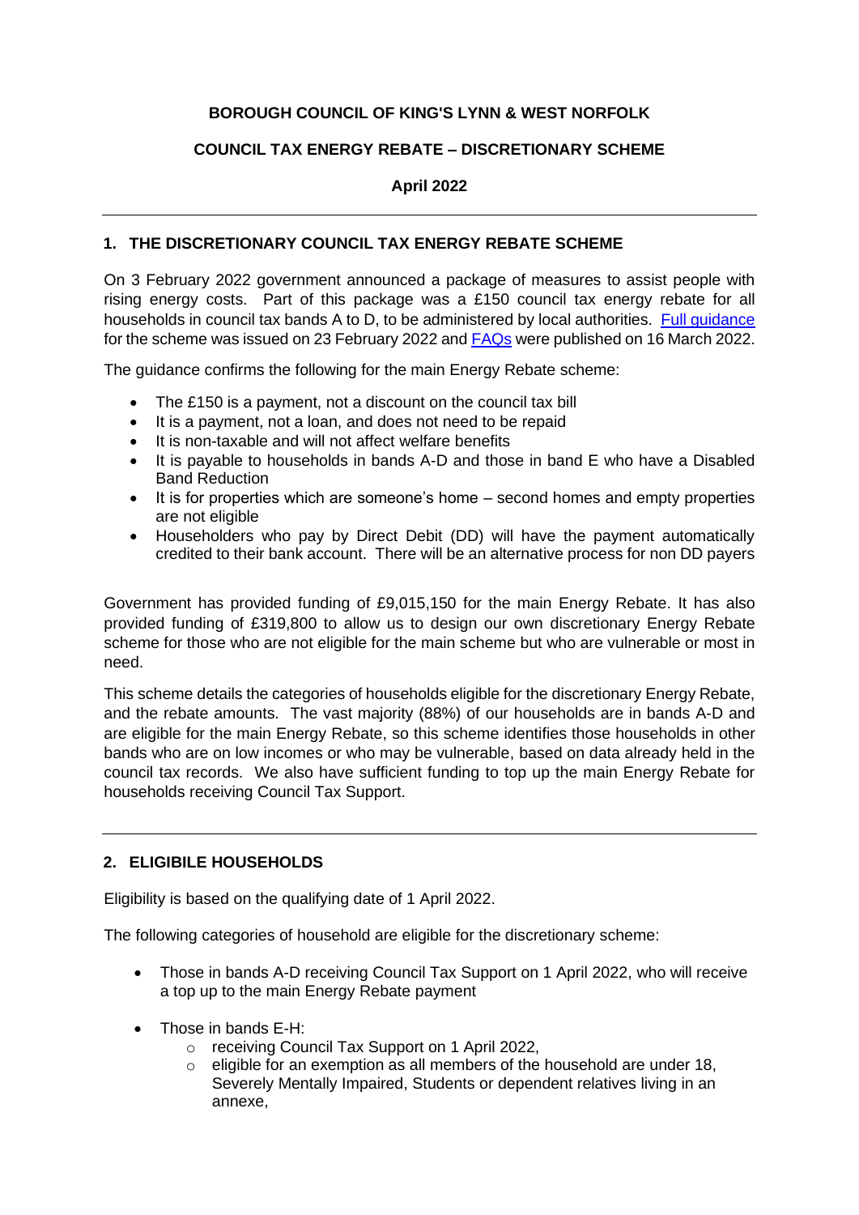**BOROUGH COUNCIL OF KING'S LYNN & WEST NORFOLK**

**COUNCIL TAX ENERGY REBATE – DISCRETIONARY SCHEME**

**April 2022**

---

## 1. THE DISCRETIONARY COUNCIL TAX ENERGY REBATE SCHEME

On 3 February 2022 government announced a package of measures to assist people with rising energy costs. Part of this package was a £150 council tax energy rebate for all households in council tax bands A to D, to be administered by local authorities. [Full guidance] for the scheme was issued on 23 February 2022 and [FAQs] were published on 16 March 2022.

The guidance confirms the following for the main Energy Rebate scheme:

- The £150 is a payment, not a discount on the council tax bill
- It is a payment, not a loan, and does not need to be repaid
- It is non-taxable and will not affect welfare benefits
- It is payable to households in bands A-D and those in band E who have a Disabled Band Reduction
- It is for properties which are someone's home – second homes and empty properties are not eligible
- Householders who pay by Direct Debit (DD) will have the payment automatically credited to their bank account. There will be an alternative process for non DD payers

Government has provided funding of £9,015,150 for the main Energy Rebate. It has also provided funding of £319,800 to allow us to design our own discretionary Energy Rebate scheme for those who are not eligible for the main scheme but who are vulnerable or most in need.

This scheme details the categories of households eligible for the discretionary Energy Rebate, and the rebate amounts. The vast majority (88%) of our households are in bands A-D and are eligible for the main Energy Rebate, so this scheme identifies those households in other bands who are on low incomes or who may be vulnerable, based on data already held in the council tax records. We also have sufficient funding to top up the main Energy Rebate for households receiving Council Tax Support.

---

## 2. ELIGIBILE HOUSEHOLDS

Eligibility is based on the qualifying date of 1 April 2022.

The following categories of household are eligible for the discretionary scheme:

- Those in bands A-D receiving Council Tax Support on 1 April 2022, who will receive a top up to the main Energy Rebate payment
- Those in bands E-H:
  - receiving Council Tax Support on 1 April 2022,
  - eligible for an exemption as all members of the household are under 18, Severely Mentally Impaired, Students or dependent relatives living in an annexe,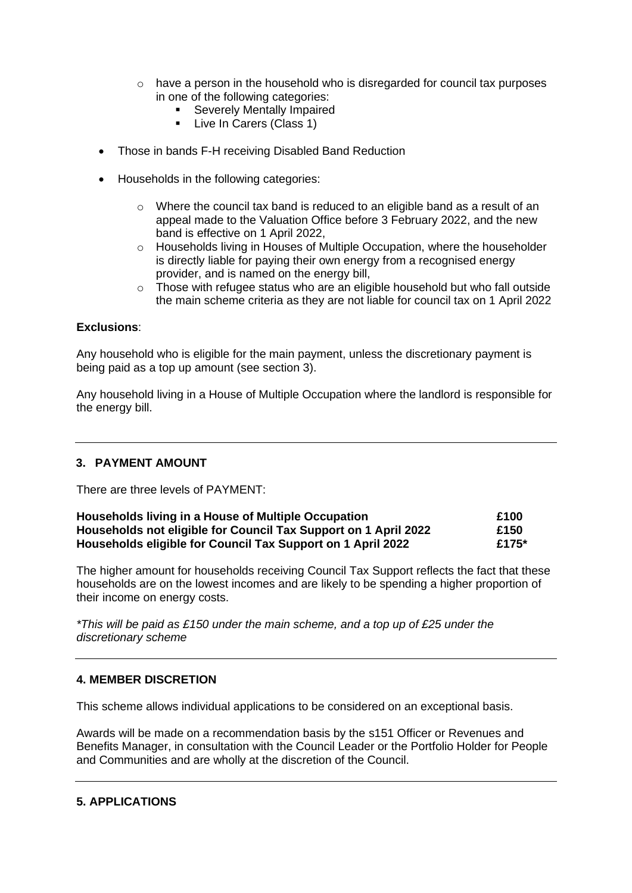- have a person in the household who is disregarded for council tax purposes in one of the following categories:
    - Severely Mentally Impaired
    - Live In Carers (Class 1)

- Those in bands F-H receiving Disabled Band Reduction

- Households in the following categories:

  - Where the council tax band is reduced to an eligible band as a result of an appeal made to the Valuation Office before 3 February 2022, and the new band is effective on 1 April 2022,
  - Households living in Houses of Multiple Occupation, where the householder is directly liable for paying their own energy from a recognised energy provider, and is named on the energy bill,
  - Those with refugee status who are an eligible household but who fall outside the main scheme criteria as they are not liable for council tax on 1 April 2022

**Exclusions**:

Any household who is eligible for the main payment, unless the discretionary payment is being paid as a top up amount (see section 3).

Any household living in a House of Multiple Occupation where the landlord is responsible for the energy bill.

---

### 3. PAYMENT AMOUNT

There are three levels of PAYMENT:

| | |
|---|---|
| **Households living in a House of Multiple Occupation** | **£100** |
| **Households not eligible for Council Tax Support on 1 April 2022** | **£150** |
| **Households eligible for Council Tax Support on 1 April 2022** | **£175*** |

The higher amount for households receiving Council Tax Support reflects the fact that these households are on the lowest incomes and are likely to be spending a higher proportion of their income on energy costs.

*\*This will be paid as £150 under the main scheme, and a top up of £25 under the discretionary scheme*

---

### 4. MEMBER DISCRETION

This scheme allows individual applications to be considered on an exceptional basis.

Awards will be made on a recommendation basis by the s151 Officer or Revenues and Benefits Manager, in consultation with the Council Leader or the Portfolio Holder for People and Communities and are wholly at the discretion of the Council.

---

### 5. APPLICATIONS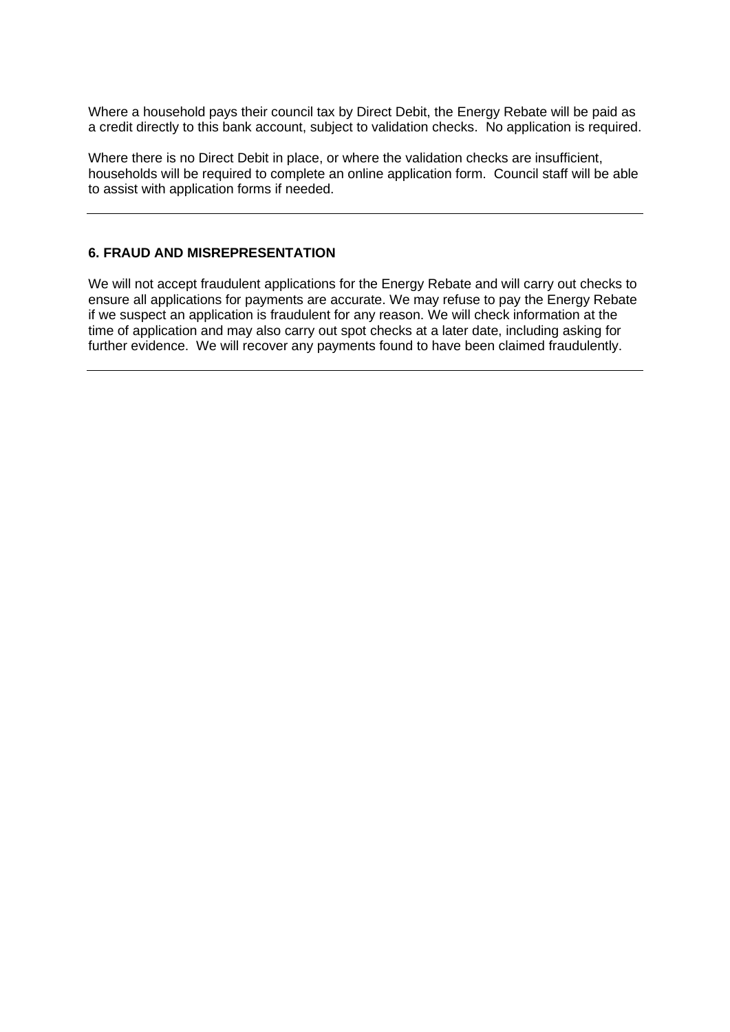Where a household pays their council tax by Direct Debit, the Energy Rebate will be paid as a credit directly to this bank account, subject to validation checks. No application is required.

Where there is no Direct Debit in place, or where the validation checks are insufficient, households will be required to complete an online application form. Council staff will be able to assist with application forms if needed.

---

## 6. FRAUD AND MISREPRESENTATION

We will not accept fraudulent applications for the Energy Rebate and will carry out checks to ensure all applications for payments are accurate. We may refuse to pay the Energy Rebate if we suspect an application is fraudulent for any reason. We will check information at the time of application and may also carry out spot checks at a later date, including asking for further evidence. We will recover any payments found to have been claimed fraudulently.

---